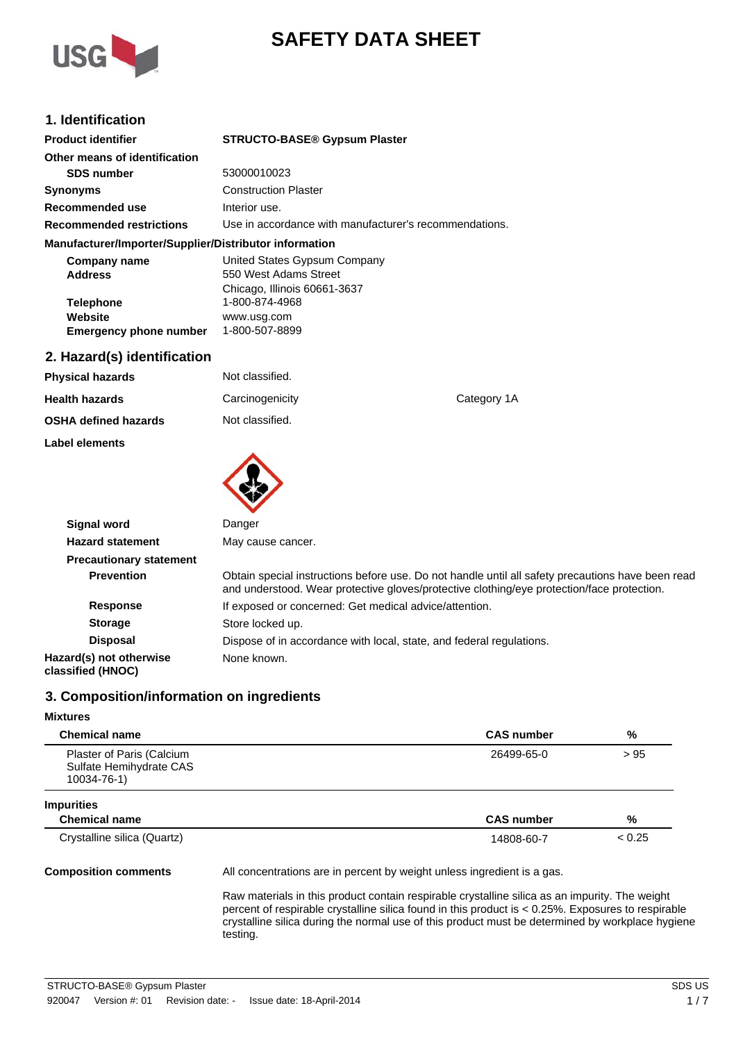# SAFETY DATA SHEET

## 1. Identification

**Product identifier** STRUCTO-BASE® Gypsum Plaster

**Other means of identification**

**SDS number** 53000010023

**Synonyms** Construction Plaster

**Recommended use** Interior use.

**Recommended restrictions** Use in accordance with manufacturer's recommendations.

**Manufacturer/Importer/Supplier/Distributor information**

**Company name** United States Gypsum Company

**Address** 550 West Adams Street
Chicago, Illinois 60661-3637

**Telephone** 1-800-874-4968

**Website** www.usg.com

**Emergency phone number** 1-800-507-8899

## 2. Hazard(s) identification

**Physical hazards** Not classified.

**Health hazards** Carcinogenicity Category 1A

**OSHA defined hazards** Not classified.

**Label elements**

**Signal word** Danger

**Hazard statement** May cause cancer.

**Precautionary statement**

**Prevention** Obtain special instructions before use. Do not handle until all safety precautions have been read and understood. Wear protective gloves/protective clothing/eye protection/face protection.

**Response** If exposed or concerned: Get medical advice/attention.

**Storage** Store locked up.

**Disposal** Dispose of in accordance with local, state, and federal regulations.

**Hazard(s) not otherwise classified (HNOC)** None known.

## 3. Composition/information on ingredients

**Mixtures**

| Chemical name | CAS number | % |
|---|---|---|
| Plaster of Paris (Calcium Sulfate Hemihydrate CAS 10034-76-1) | 26499-65-0 | > 95 |

**Impurities**

| Chemical name | CAS number | % |
|---|---|---|
| Crystalline silica (Quartz) | 14808-60-7 | < 0.25 |

**Composition comments** All concentrations are in percent by weight unless ingredient is a gas.

Raw materials in this product contain respirable crystalline silica as an impurity. The weight percent of respirable crystalline silica found in this product is < 0.25%. Exposures to respirable crystalline silica during the normal use of this product must be determined by workplace hygiene testing.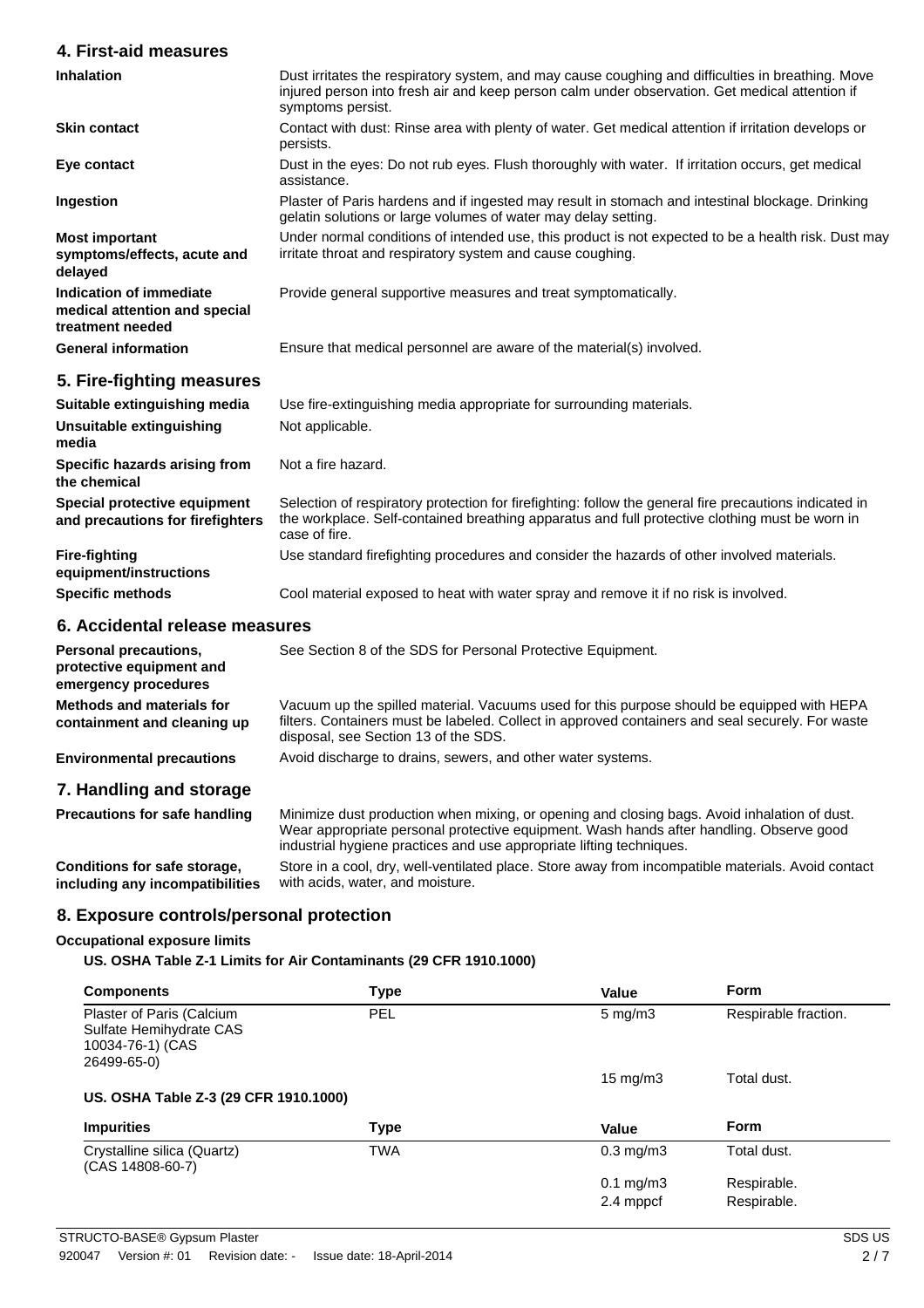## 4. First-aid measures

| | |
|---|---|
| **Inhalation** | Dust irritates the respiratory system, and may cause coughing and difficulties in breathing. Move injured person into fresh air and keep person calm under observation. Get medical attention if symptoms persist. |
| **Skin contact** | Contact with dust: Rinse area with plenty of water. Get medical attention if irritation develops or persists. |
| **Eye contact** | Dust in the eyes: Do not rub eyes. Flush thoroughly with water. If irritation occurs, get medical assistance. |
| **Ingestion** | Plaster of Paris hardens and if ingested may result in stomach and intestinal blockage. Drinking gelatin solutions or large volumes of water may delay setting. |
| **Most important symptoms/effects, acute and delayed** | Under normal conditions of intended use, this product is not expected to be a health risk. Dust may irritate throat and respiratory system and cause coughing. |
| **Indication of immediate medical attention and special treatment needed** | Provide general supportive measures and treat symptomatically. |
| **General information** | Ensure that medical personnel are aware of the material(s) involved. |

## 5. Fire-fighting measures

| | |
|---|---|
| **Suitable extinguishing media** | Use fire-extinguishing media appropriate for surrounding materials. |
| **Unsuitable extinguishing media** | Not applicable. |
| **Specific hazards arising from the chemical** | Not a fire hazard. |
| **Special protective equipment and precautions for firefighters** | Selection of respiratory protection for firefighting: follow the general fire precautions indicated in the workplace. Self-contained breathing apparatus and full protective clothing must be worn in case of fire. |
| **Fire-fighting equipment/instructions** | Use standard firefighting procedures and consider the hazards of other involved materials. |
| **Specific methods** | Cool material exposed to heat with water spray and remove it if no risk is involved. |

## 6. Accidental release measures

| | |
|---|---|
| **Personal precautions, protective equipment and emergency procedures** | See Section 8 of the SDS for Personal Protective Equipment. |
| **Methods and materials for containment and cleaning up** | Vacuum up the spilled material. Vacuums used for this purpose should be equipped with HEPA filters. Containers must be labeled. Collect in approved containers and seal securely. For waste disposal, see Section 13 of the SDS. |
| **Environmental precautions** | Avoid discharge to drains, sewers, and other water systems. |

## 7. Handling and storage

| | |
|---|---|
| **Precautions for safe handling** | Minimize dust production when mixing, or opening and closing bags. Avoid inhalation of dust. Wear appropriate personal protective equipment. Wash hands after handling. Observe good industrial hygiene practices and use appropriate lifting techniques. |
| **Conditions for safe storage, including any incompatibilities** | Store in a cool, dry, well-ventilated place. Store away from incompatible materials. Avoid contact with acids, water, and moisture. |

## 8. Exposure controls/personal protection

**Occupational exposure limits**

**US. OSHA Table Z-1 Limits for Air Contaminants (29 CFR 1910.1000)**

| Components | Type | Value | Form |
|---|---|---|---|
| Plaster of Paris (Calcium Sulfate Hemihydrate CAS 10034-76-1) (CAS 26499-65-0) | PEL | 5 mg/m3 | Respirable fraction. |
| | | 15 mg/m3 | Total dust. |

**US. OSHA Table Z-3 (29 CFR 1910.1000)**

| Impurities | Type | Value | Form |
|---|---|---|---|
| Crystalline silica (Quartz) (CAS 14808-60-7) | TWA | 0.3 mg/m3 | Total dust. |
| | | 0.1 mg/m3 | Respirable. |
| | | 2.4 mppcf | Respirable. |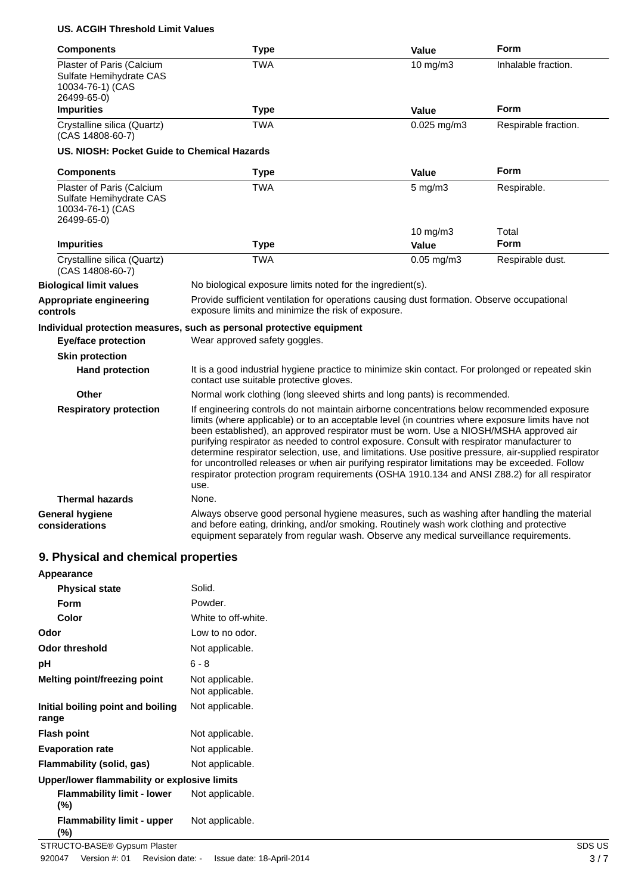**US. ACGIH Threshold Limit Values**

| Components | Type | Value | Form |
|---|---|---|---|
| Plaster of Paris (Calcium Sulfate Hemihydrate CAS 10034-76-1) (CAS 26499-65-0) | TWA | 10 mg/m3 | Inhalable fraction. |
| **Impurities** | **Type** | **Value** | **Form** |
| Crystalline silica (Quartz) (CAS 14808-60-7) | TWA | 0.025 mg/m3 | Respirable fraction. |

**US. NIOSH: Pocket Guide to Chemical Hazards**

| Components | Type | Value | Form |
|---|---|---|---|
| Plaster of Paris (Calcium Sulfate Hemihydrate CAS 10034-76-1) (CAS 26499-65-0) | TWA | 5 mg/m3 | Respirable. |
| | | 10 mg/m3 | Total |
| **Impurities** | **Type** | **Value** | **Form** |
| Crystalline silica (Quartz) (CAS 14808-60-7) | TWA | 0.05 mg/m3 | Respirable dust. |

**Biological limit values** No biological exposure limits noted for the ingredient(s).

**Appropriate engineering controls** Provide sufficient ventilation for operations causing dust formation. Observe occupational exposure limits and minimize the risk of exposure.

**Individual protection measures, such as personal protective equipment**

**Eye/face protection** Wear approved safety goggles.

**Skin protection**

**Hand protection** It is a good industrial hygiene practice to minimize skin contact. For prolonged or repeated skin contact use suitable protective gloves.

**Other** Normal work clothing (long sleeved shirts and long pants) is recommended.

**Respiratory protection** If engineering controls do not maintain airborne concentrations below recommended exposure limits (where applicable) or to an acceptable level (in countries where exposure limits have not been established), an approved respirator must be worn. Use a NIOSH/MSHA approved air purifying respirator as needed to control exposure. Consult with respirator manufacturer to determine respirator selection, use, and limitations. Use positive pressure, air-supplied respirator for uncontrolled releases or when air purifying respirator limitations may be exceeded. Follow respirator protection program requirements (OSHA 1910.134 and ANSI Z88.2) for all respirator use.

**Thermal hazards** None.

**General hygiene considerations** Always observe good personal hygiene measures, such as washing after handling the material and before eating, drinking, and/or smoking. Routinely wash work clothing and protective equipment separately from regular wash. Observe any medical surveillance requirements.

## 9. Physical and chemical properties

**Appearance**

**Physical state** Solid.

**Form** Powder.

**Color** White to off-white.

**Odor** Low to no odor.

**Odor threshold** Not applicable.

**pH** 6 - 8

**Melting point/freezing point** Not applicable.
Not applicable.

**Initial boiling point and boiling range** Not applicable.

**Flash point** Not applicable.

**Evaporation rate** Not applicable.

**Flammability (solid, gas)** Not applicable.

**Upper/lower flammability or explosive limits**

**Flammability limit - lower (%)** Not applicable.

**Flammability limit - upper (%)** Not applicable.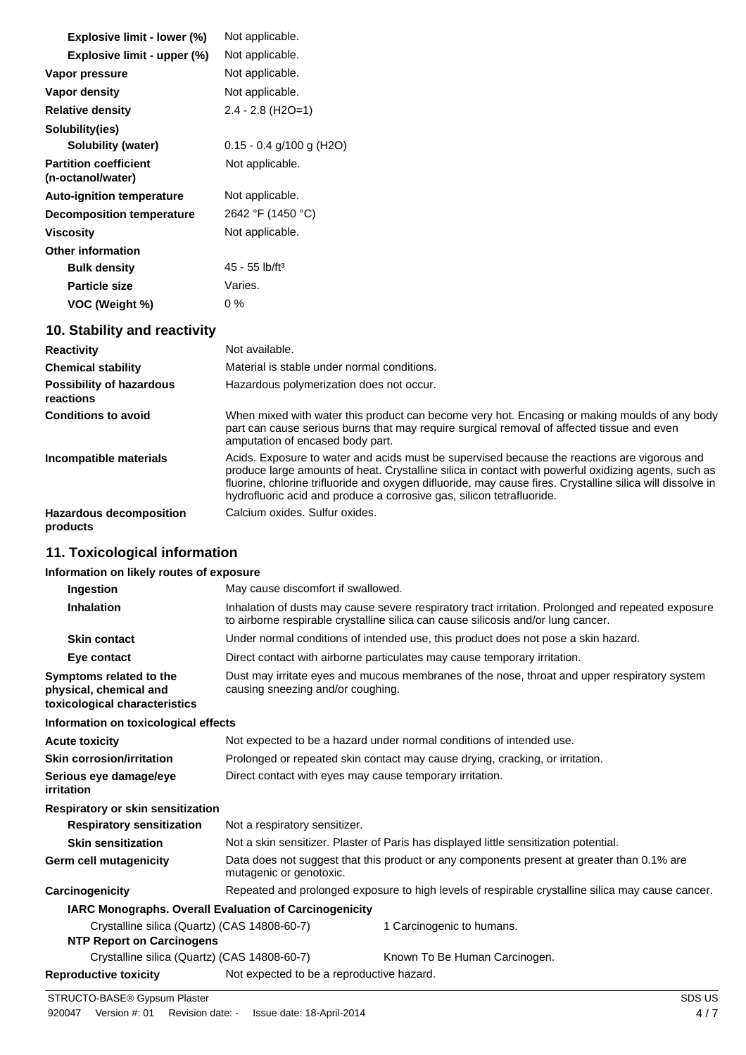| | |
|---|---|
| **Explosive limit - lower (%)** | Not applicable. |
| **Explosive limit - upper (%)** | Not applicable. |
| **Vapor pressure** | Not applicable. |
| **Vapor density** | Not applicable. |
| **Relative density** | 2.4 - 2.8 ($H_2O$=1) |
| **Solubility(ies)** | |
| **Solubility (water)** | 0.15 - 0.4 g/100 g ($H_2O$) |
| **Partition coefficient (n-octanol/water)** | Not applicable. |
| **Auto-ignition temperature** | Not applicable. |
| **Decomposition temperature** | 2642 °F (1450 °C) |
| **Viscosity** | Not applicable. |
| **Other information** | |
| **Bulk density** | 45 - 55 lb/ft$^3$ |
| **Particle size** | Varies. |
| **VOC (Weight %)** | 0 % |

## 10. Stability and reactivity

| | |
|---|---|
| **Reactivity** | Not available. |
| **Chemical stability** | Material is stable under normal conditions. |
| **Possibility of hazardous reactions** | Hazardous polymerization does not occur. |
| **Conditions to avoid** | When mixed with water this product can become very hot. Encasing or making moulds of any body part can cause serious burns that may require surgical removal of affected tissue and even amputation of encased body part. |
| **Incompatible materials** | Acids. Exposure to water and acids must be supervised because the reactions are vigorous and produce large amounts of heat. Crystalline silica in contact with powerful oxidizing agents, such as fluorine, chlorine trifluoride and oxygen difluoride, may cause fires. Crystalline silica will dissolve in hydrofluoric acid and produce a corrosive gas, silicon tetrafluoride. |
| **Hazardous decomposition products** | Calcium oxides. Sulfur oxides. |

## 11. Toxicological information

**Information on likely routes of exposure**

| | |
|---|---|
| **Ingestion** | May cause discomfort if swallowed. |
| **Inhalation** | Inhalation of dusts may cause severe respiratory tract irritation. Prolonged and repeated exposure to airborne respirable crystalline silica can cause silicosis and/or lung cancer. |
| **Skin contact** | Under normal conditions of intended use, this product does not pose a skin hazard. |
| **Eye contact** | Direct contact with airborne particulates may cause temporary irritation. |
| **Symptoms related to the physical, chemical and toxicological characteristics** | Dust may irritate eyes and mucous membranes of the nose, throat and upper respiratory system causing sneezing and/or coughing. |

**Information on toxicological effects**

| | |
|---|---|
| **Acute toxicity** | Not expected to be a hazard under normal conditions of intended use. |
| **Skin corrosion/irritation** | Prolonged or repeated skin contact may cause drying, cracking, or irritation. |
| **Serious eye damage/eye irritation** | Direct contact with eyes may cause temporary irritation. |
| **Respiratory or skin sensitization** | |
| **Respiratory sensitization** | Not a respiratory sensitizer. |
| **Skin sensitization** | Not a skin sensitizer. Plaster of Paris has displayed little sensitization potential. |
| **Germ cell mutagenicity** | Data does not suggest that this product or any components present at greater than 0.1% are mutagenic or genotoxic. |
| **Carcinogenicity** | Repeated and prolonged exposure to high levels of respirable crystalline silica may cause cancer. |

**IARC Monographs. Overall Evaluation of Carcinogenicity**

| | |
|---|---|
| Crystalline silica (Quartz) (CAS 14808-60-7) | 1 Carcinogenic to humans. |

**NTP Report on Carcinogens**

| | |
|---|---|
| Crystalline silica (Quartz) (CAS 14808-60-7) | Known To Be Human Carcinogen. |

| | |
|---|---|
| **Reproductive toxicity** | Not expected to be a reproductive hazard. |

STRUCTO-BASE® Gypsum Plaster

920047 Version #: 01 Revision date: - Issue date: 18-April-2014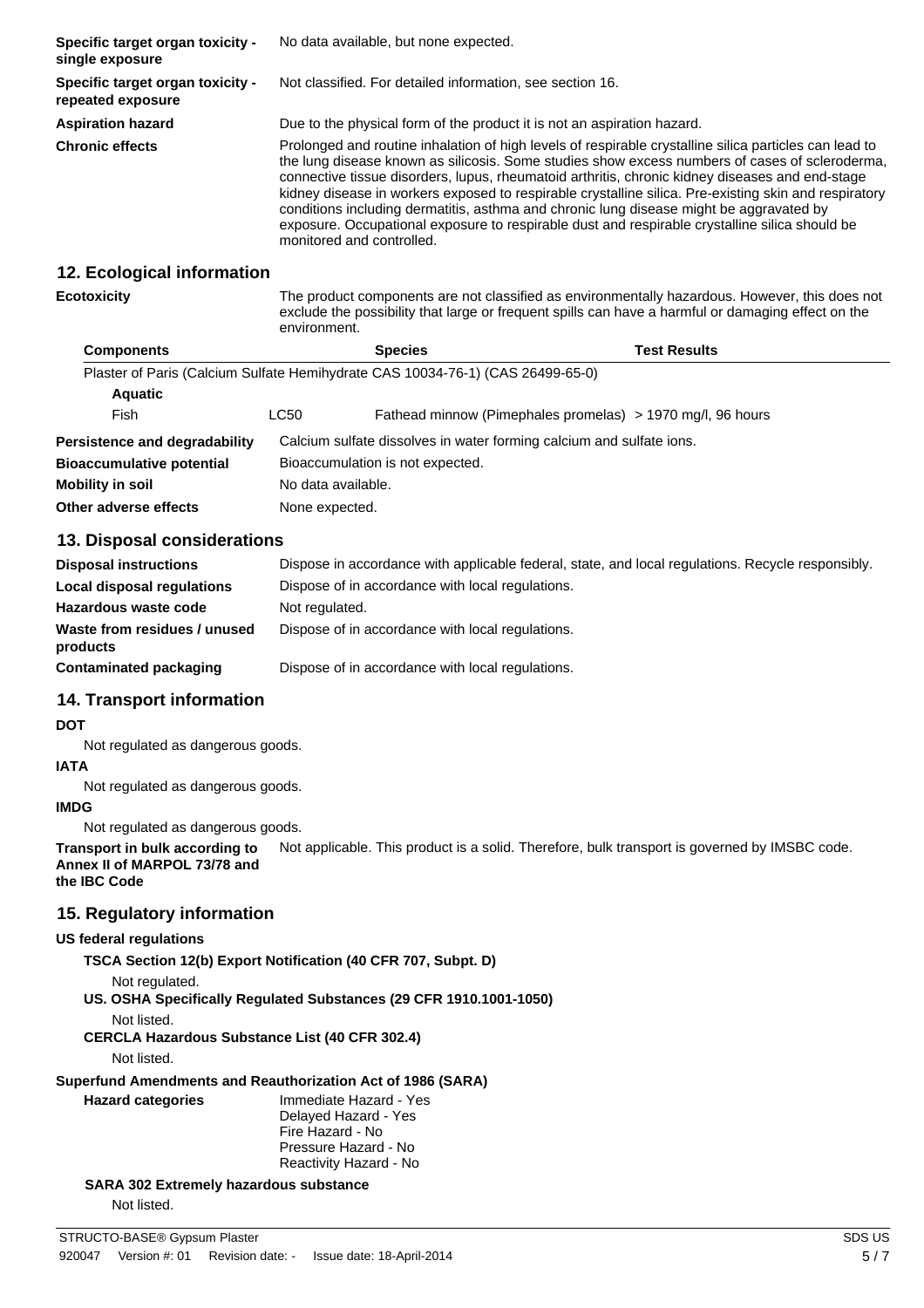| | |
|---|---|
| **Specific target organ toxicity - single exposure** | No data available, but none expected. |
| **Specific target organ toxicity - repeated exposure** | Not classified. For detailed information, see section 16. |
| **Aspiration hazard** | Due to the physical form of the product it is not an aspiration hazard. |
| **Chronic effects** | Prolonged and routine inhalation of high levels of respirable crystalline silica particles can lead to the lung disease known as silicosis. Some studies show excess numbers of cases of scleroderma, connective tissue disorders, lupus, rheumatoid arthritis, chronic kidney diseases and end-stage kidney disease in workers exposed to respirable crystalline silica. Pre-existing skin and respiratory conditions including dermatitis, asthma and chronic lung disease might be aggravated by exposure. Occupational exposure to respirable dust and respirable crystalline silica should be monitored and controlled. |

## 12. Ecological information

**Ecotoxicity** The product components are not classified as environmentally hazardous. However, this does not exclude the possibility that large or frequent spills can have a harmful or damaging effect on the environment.

| Components | | Species | Test Results |
|---|---|---|---|
| Plaster of Paris (Calcium Sulfate Hemihydrate CAS 10034-76-1) (CAS 26499-65-0) | | | |
| **Aquatic** | | | |
| Fish | LC50 | Fathead minnow (Pimephales promelas) | > 1970 mg/l, 96 hours |

| | |
|---|---|
| **Persistence and degradability** | Calcium sulfate dissolves in water forming calcium and sulfate ions. |
| **Bioaccumulative potential** | Bioaccumulation is not expected. |
| **Mobility in soil** | No data available. |
| **Other adverse effects** | None expected. |

## 13. Disposal considerations

| | |
|---|---|
| **Disposal instructions** | Dispose in accordance with applicable federal, state, and local regulations. Recycle responsibly. |
| **Local disposal regulations** | Dispose of in accordance with local regulations. |
| **Hazardous waste code** | Not regulated. |
| **Waste from residues / unused products** | Dispose of in accordance with local regulations. |
| **Contaminated packaging** | Dispose of in accordance with local regulations. |

## 14. Transport information

**DOT**

Not regulated as dangerous goods.

**IATA**

Not regulated as dangerous goods.

**IMDG**

Not regulated as dangerous goods.

**Transport in bulk according to Annex II of MARPOL 73/78 and the IBC Code** Not applicable. This product is a solid. Therefore, bulk transport is governed by IMSBC code.

## 15. Regulatory information

**US federal regulations**

**TSCA Section 12(b) Export Notification (40 CFR 707, Subpt. D)**

Not regulated.

**US. OSHA Specifically Regulated Substances (29 CFR 1910.1001-1050)**

Not listed.

**CERCLA Hazardous Substance List (40 CFR 302.4)**

Not listed.

**Superfund Amendments and Reauthorization Act of 1986 (SARA)**

**Hazard categories**

Immediate Hazard - Yes
Delayed Hazard - Yes
Fire Hazard - No
Pressure Hazard - No
Reactivity Hazard - No

**SARA 302 Extremely hazardous substance**

Not listed.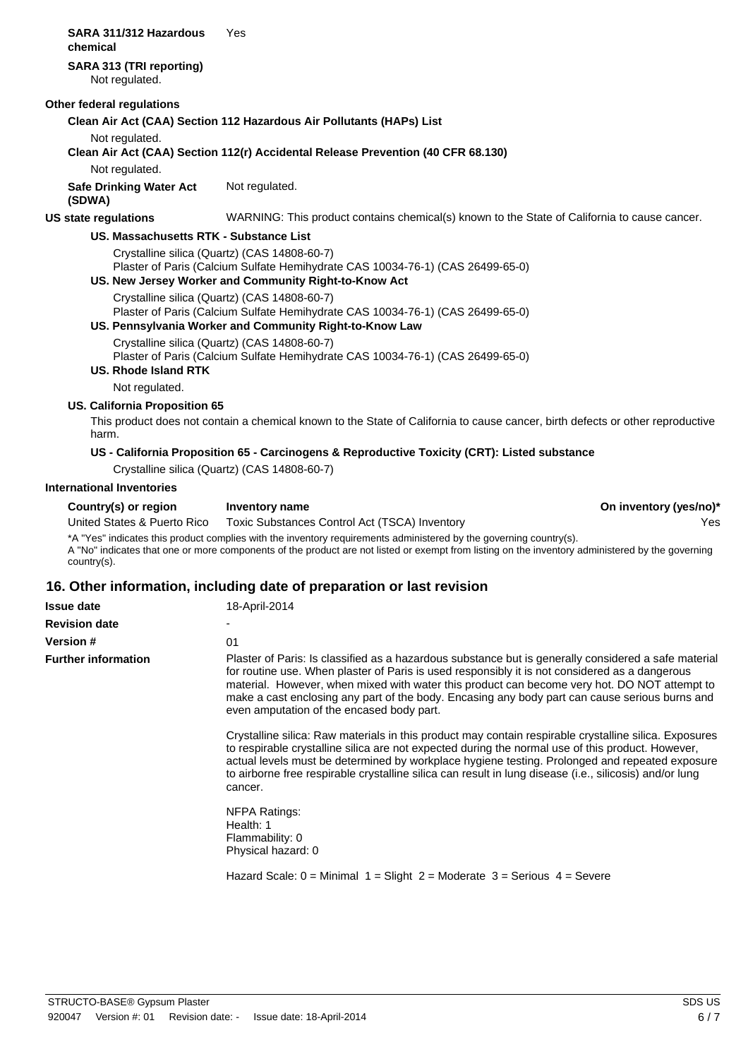**SARA 311/312 Hazardous chemical** Yes

**SARA 313 (TRI reporting)**

Not regulated.

**Other federal regulations**

**Clean Air Act (CAA) Section 112 Hazardous Air Pollutants (HAPs) List**

Not regulated.

**Clean Air Act (CAA) Section 112(r) Accidental Release Prevention (40 CFR 68.130)**

Not regulated.

**Safe Drinking Water Act (SDWA)** Not regulated.

**US state regulations** WARNING: This product contains chemical(s) known to the State of California to cause cancer.

**US. Massachusetts RTK - Substance List**

Crystalline silica (Quartz) (CAS 14808-60-7)
Plaster of Paris (Calcium Sulfate Hemihydrate CAS 10034-76-1) (CAS 26499-65-0)

**US. New Jersey Worker and Community Right-to-Know Act**

Crystalline silica (Quartz) (CAS 14808-60-7)
Plaster of Paris (Calcium Sulfate Hemihydrate CAS 10034-76-1) (CAS 26499-65-0)

**US. Pennsylvania Worker and Community Right-to-Know Law**

Crystalline silica (Quartz) (CAS 14808-60-7)
Plaster of Paris (Calcium Sulfate Hemihydrate CAS 10034-76-1) (CAS 26499-65-0)

**US. Rhode Island RTK**

Not regulated.

**US. California Proposition 65**

This product does not contain a chemical known to the State of California to cause cancer, birth defects or other reproductive harm.

**US - California Proposition 65 - Carcinogens & Reproductive Toxicity (CRT): Listed substance**

Crystalline silica (Quartz) (CAS 14808-60-7)

**International Inventories**

| Country(s) or region | Inventory name | On inventory (yes/no)* |
|---|---|---|
| United States & Puerto Rico | Toxic Substances Control Act (TSCA) Inventory | Yes |

*A "Yes" indicates this product complies with the inventory requirements administered by the governing country(s).
A "No" indicates that one or more components of the product are not listed or exempt from listing on the inventory administered by the governing country(s).

## 16. Other information, including date of preparation or last revision

**Issue date** 18-April-2014

**Revision date** -

**Version #** 01

**Further information**

Plaster of Paris: Is classified as a hazardous substance but is generally considered a safe material for routine use. When plaster of Paris is used responsibly it is not considered as a dangerous material. However, when mixed with water this product can become very hot. DO NOT attempt to make a cast enclosing any part of the body. Encasing any body part can cause serious burns and even amputation of the encased body part.

Crystalline silica: Raw materials in this product may contain respirable crystalline silica. Exposures to respirable crystalline silica are not expected during the normal use of this product. However, actual levels must be determined by workplace hygiene testing. Prolonged and repeated exposure to airborne free respirable crystalline silica can result in lung disease (i.e., silicosis) and/or lung cancer.

NFPA Ratings:
Health: 1
Flammability: 0
Physical hazard: 0

Hazard Scale: 0 = Minimal 1 = Slight 2 = Moderate 3 = Serious 4 = Severe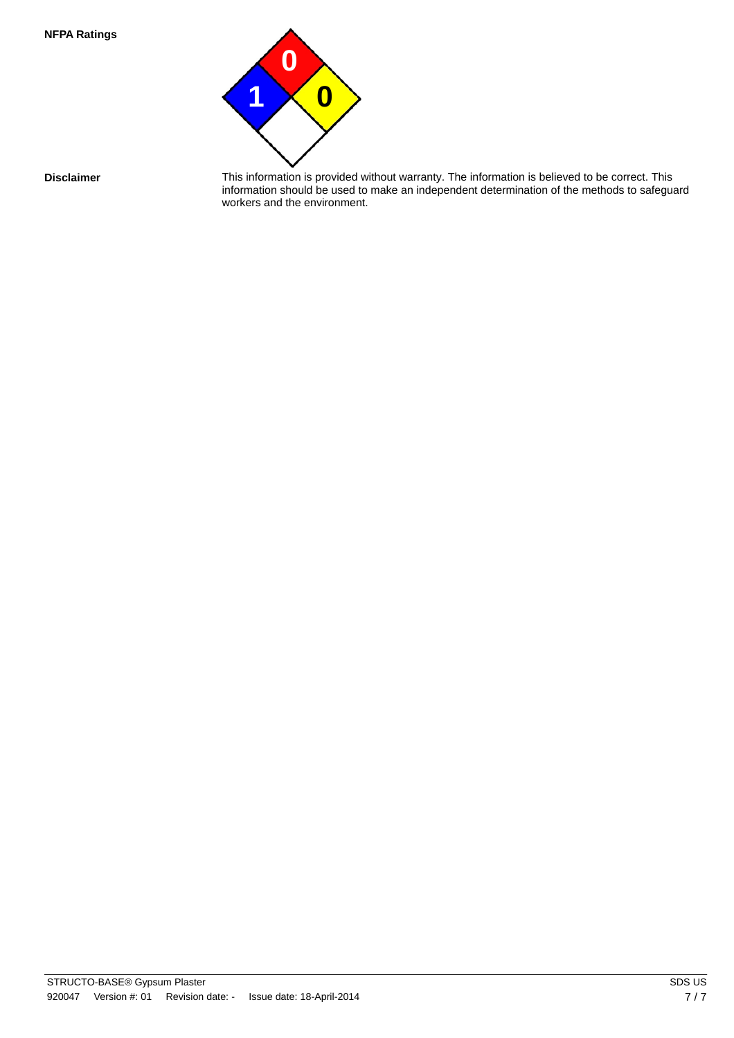**NFPA Ratings**

0

1

0

**Disclaimer**

This information is provided without warranty. The information is believed to be correct. This information should be used to make an independent determination of the methods to safeguard workers and the environment.